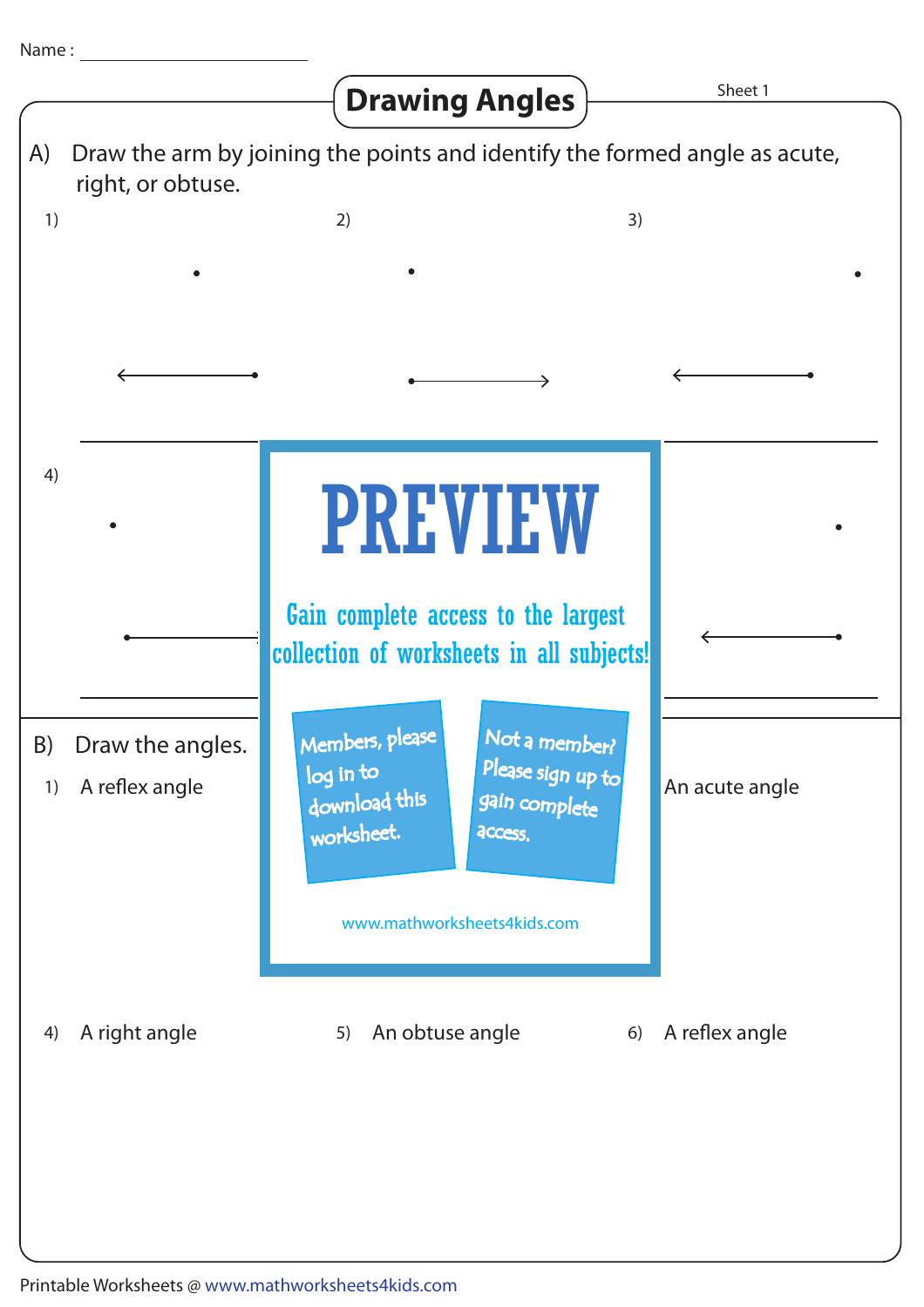Name : ____________________

# Drawing Angles

Sheet 1

A) Draw the arm by joining the points and identify the formed angle as acute, right, or obtuse.

1)

2)

3)

4)

PREVIEW

Gain complete access to the largest collection of worksheets in all subjects!

Members, please log in to download this worksheet.

Not a member? Please sign up to gain complete access.

www.mathworksheets4kids.com

B) Draw the angles.

1) A reflex angle

An acute angle

4) A right angle

5) An obtuse angle

6) A reflex angle

Printable Worksheets @ www.mathworksheets4kids.com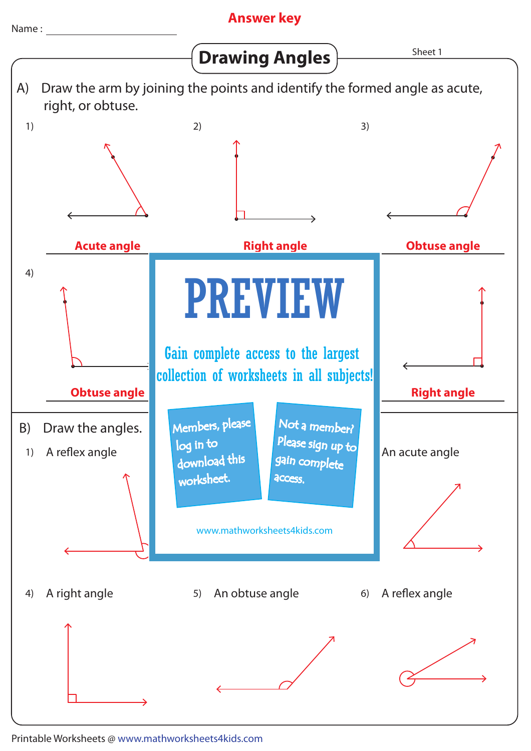**Answer key**

Name : ____________________

# Drawing Angles

Sheet 1

A) Draw the arm by joining the points and identify the formed angle as acute, right, or obtuse.

1) Acute angle

2) Right angle

3) Obtuse angle

4) Obtuse angle

Right angle

PREVIEW

Gain complete access to the largest collection of worksheets in all subjects!

Members, please log in to download this worksheet.

Not a member? Please sign up to gain complete access.

www.mathworksheets4kids.com

B) Draw the angles.

1) A reflex angle

An acute angle

4) A right angle

5) An obtuse angle

6) A reflex angle

Printable Worksheets @ www.mathworksheets4kids.com